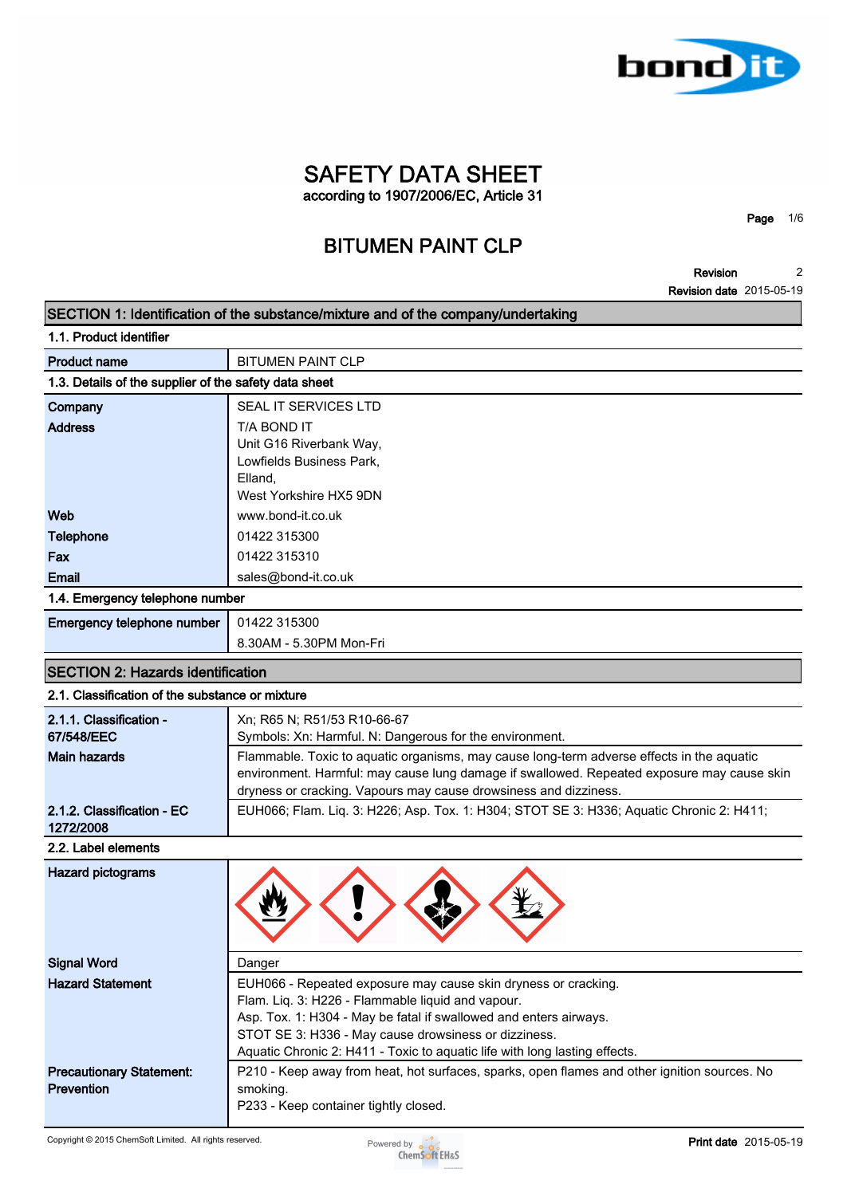# SAFETY DATA SHEET

according to 1907/2006/EC, Article 31

## BITUMEN PAINT CLP

**Revision** 2
**Revision date** 2015-05-19

## SECTION 1: Identification of the substance/mixture and of the company/undertaking

### 1.1. Product identifier

| | |
|---|---|
| **Product name** | BITUMEN PAINT CLP |

### 1.3. Details of the supplier of the safety data sheet

| | |
|---|---|
| **Company** | SEAL IT SERVICES LTD |
| **Address** | T/A BOND IT<br>Unit G16 Riverbank Way,<br>Lowfields Business Park,<br>Elland,<br>West Yorkshire HX5 9DN |
| **Web** | www.bond-it.co.uk |
| **Telephone** | 01422 315300 |
| **Fax** | 01422 315310 |
| **Email** | sales@bond-it.co.uk |

### 1.4. Emergency telephone number

| | |
|---|---|
| **Emergency telephone number** | 01422 315300<br>8.30AM - 5.30PM Mon-Fri |

## SECTION 2: Hazards identification

### 2.1. Classification of the substance or mixture

| | |
|---|---|
| **2.1.1. Classification - 67/548/EEC** | Xn; R65 N; R51/53 R10-66-67<br>Symbols: Xn: Harmful. N: Dangerous for the environment. |
| **Main hazards** | Flammable. Toxic to aquatic organisms, may cause long-term adverse effects in the aquatic environment. Harmful: may cause lung damage if swallowed. Repeated exposure may cause skin dryness or cracking. Vapours may cause drowsiness and dizziness. |
| **2.1.2. Classification - EC 1272/2008** | EUH066; Flam. Liq. 3: H226; Asp. Tox. 1: H304; STOT SE 3: H336; Aquatic Chronic 2: H411; |

### 2.2. Label elements

| | |
|---|---|
| **Hazard pictograms** | |
| **Signal Word** | Danger |
| **Hazard Statement** | EUH066 - Repeated exposure may cause skin dryness or cracking.<br>Flam. Liq. 3: H226 - Flammable liquid and vapour.<br>Asp. Tox. 1: H304 - May be fatal if swallowed and enters airways.<br>STOT SE 3: H336 - May cause drowsiness or dizziness.<br>Aquatic Chronic 2: H411 - Toxic to aquatic life with long lasting effects. |
| **Precautionary Statement: Prevention** | P210 - Keep away from heat, hot surfaces, sparks, open flames and other ignition sources. No smoking.<br>P233 - Keep container tightly closed. |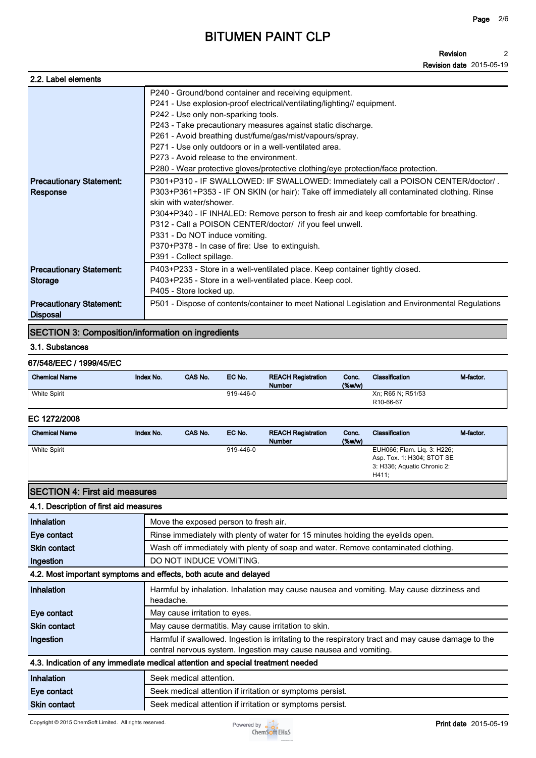### 2.2. Label elements

| | |
|---|---|
| | P240 - Ground/bond container and receiving equipment.<br>P241 - Use explosion-proof electrical/ventilating/lighting// equipment.<br>P242 - Use only non-sparking tools.<br>P243 - Take precautionary measures against static discharge.<br>P261 - Avoid breathing dust/fume/gas/mist/vapours/spray.<br>P271 - Use only outdoors or in a well-ventilated area.<br>P273 - Avoid release to the environment.<br>P280 - Wear protective gloves/protective clothing/eye protection/face protection. |
| **Precautionary Statement: Response** | P301+P310 - IF SWALLOWED: IF SWALLOWED: Immediately call a POISON CENTER/doctor/ .<br>P303+P361+P353 - IF ON SKIN (or hair): Take off immediately all contaminated clothing. Rinse skin with water/shower.<br>P304+P340 - IF INHALED: Remove person to fresh air and keep comfortable for breathing.<br>P312 - Call a POISON CENTER/doctor/ /if you feel unwell.<br>P331 - Do NOT induce vomiting.<br>P370+P378 - In case of fire: Use to extinguish.<br>P391 - Collect spillage. |
| **Precautionary Statement: Storage** | P403+P233 - Store in a well-ventilated place. Keep container tightly closed.<br>P403+P235 - Store in a well-ventilated place. Keep cool.<br>P405 - Store locked up. |
| **Precautionary Statement: Disposal** | P501 - Dispose of contents/container to meet National Legislation and Environmental Regulations |

## SECTION 3: Composition/information on ingredients

### 3.1. Substances

#### 67/548/EEC / 1999/45/EC

| Chemical Name | Index No. | CAS No. | EC No. | REACH Registration Number | Conc. (%w/w) | Classification | M-factor. |
|---|---|---|---|---|---|---|---|
| White Spirit | | | 919-446-0 | | | Xn; R65 N; R51/53 R10-66-67 | |

#### EC 1272/2008

| Chemical Name | Index No. | CAS No. | EC No. | REACH Registration Number | Conc. (%w/w) | Classification | M-factor. |
|---|---|---|---|---|---|---|---|
| White Spirit | | | 919-446-0 | | | EUH066; Flam. Liq. 3: H226; Asp. Tox. 1: H304; STOT SE 3: H336; Aquatic Chronic 2: H411; | |

## SECTION 4: First aid measures

### 4.1. Description of first aid measures

| | |
|---|---|
| **Inhalation** | Move the exposed person to fresh air. |
| **Eye contact** | Rinse immediately with plenty of water for 15 minutes holding the eyelids open. |
| **Skin contact** | Wash off immediately with plenty of soap and water. Remove contaminated clothing. |
| **Ingestion** | DO NOT INDUCE VOMITING. |

### 4.2. Most important symptoms and effects, both acute and delayed

| | |
|---|---|
| **Inhalation** | Harmful by inhalation. Inhalation may cause nausea and vomiting. May cause dizziness and headache. |
| **Eye contact** | May cause irritation to eyes. |
| **Skin contact** | May cause dermatitis. May cause irritation to skin. |
| **Ingestion** | Harmful if swallowed. Ingestion is irritating to the respiratory tract and may cause damage to the central nervous system. Ingestion may cause nausea and vomiting. |

### 4.3. Indication of any immediate medical attention and special treatment needed

| | |
|---|---|
| **Inhalation** | Seek medical attention. |
| **Eye contact** | Seek medical attention if irritation or symptoms persist. |
| **Skin contact** | Seek medical attention if irritation or symptoms persist. |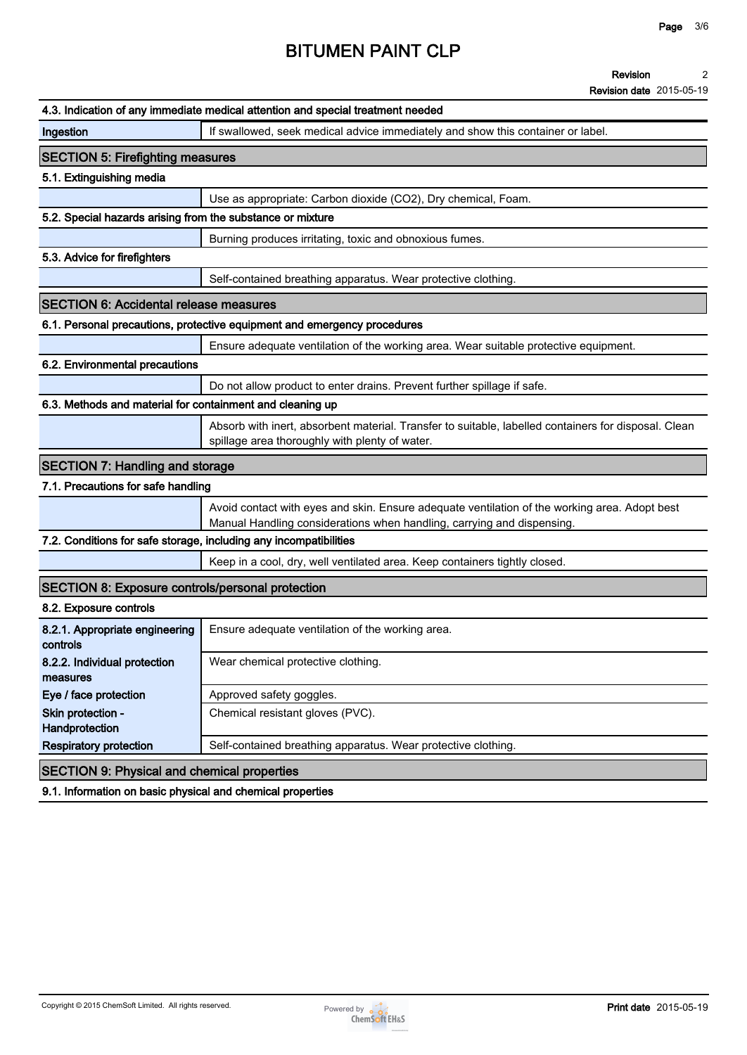### 4.3. Indication of any immediate medical attention and special treatment needed

| | |
|---|---|
| Ingestion | If swallowed, seek medical advice immediately and show this container or label. |

## SECTION 5: Firefighting measures

### 5.1. Extinguishing media

Use as appropriate: Carbon dioxide ($CO_2$), Dry chemical, Foam.

### 5.2. Special hazards arising from the substance or mixture

Burning produces irritating, toxic and obnoxious fumes.

### 5.3. Advice for firefighters

Self-contained breathing apparatus. Wear protective clothing.

## SECTION 6: Accidental release measures

### 6.1. Personal precautions, protective equipment and emergency procedures

Ensure adequate ventilation of the working area. Wear suitable protective equipment.

### 6.2. Environmental precautions

Do not allow product to enter drains. Prevent further spillage if safe.

### 6.3. Methods and material for containment and cleaning up

Absorb with inert, absorbent material. Transfer to suitable, labelled containers for disposal. Clean spillage area thoroughly with plenty of water.

## SECTION 7: Handling and storage

### 7.1. Precautions for safe handling

Avoid contact with eyes and skin. Ensure adequate ventilation of the working area. Adopt best Manual Handling considerations when handling, carrying and dispensing.

### 7.2. Conditions for safe storage, including any incompatibilities

Keep in a cool, dry, well ventilated area. Keep containers tightly closed.

## SECTION 8: Exposure controls/personal protection

### 8.2. Exposure controls

| | |
|---|---|
| 8.2.1. Appropriate engineering controls | Ensure adequate ventilation of the working area. |
| 8.2.2. Individual protection measures | Wear chemical protective clothing. |
| Eye / face protection | Approved safety goggles. |
| Skin protection - Handprotection | Chemical resistant gloves (PVC). |
| Respiratory protection | Self-contained breathing apparatus. Wear protective clothing. |

## SECTION 9: Physical and chemical properties

### 9.1. Information on basic physical and chemical properties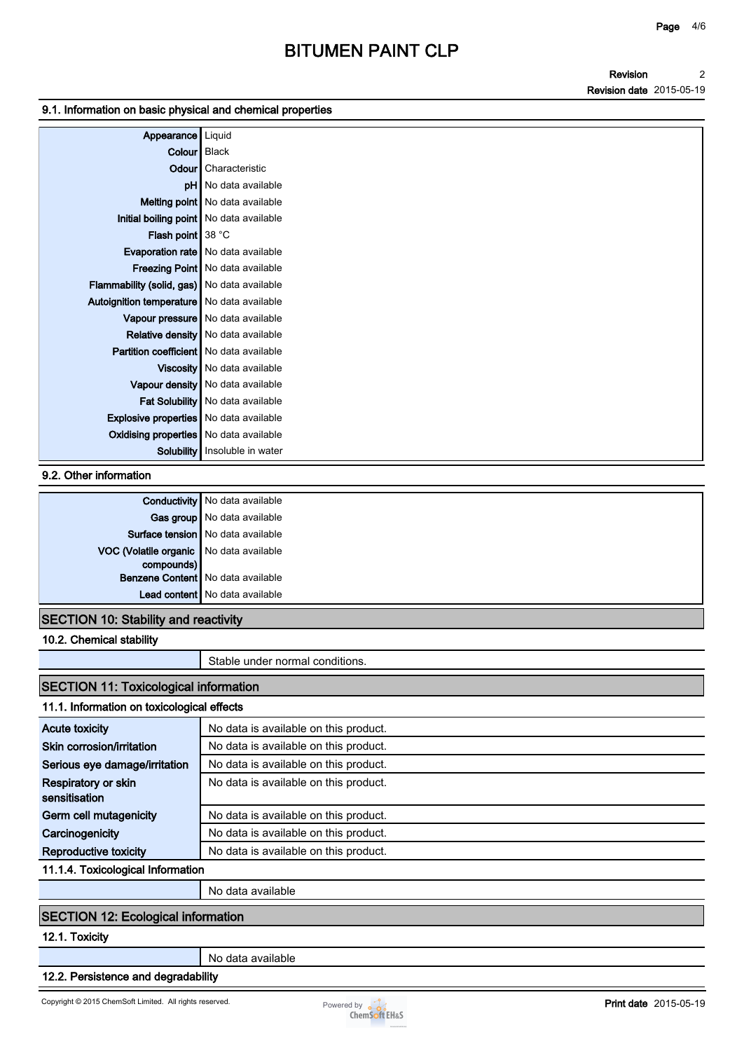### 9.1. Information on basic physical and chemical properties

| Property | Value |
|---|---|
| Appearance | Liquid |
| Colour | Black |
| Odour | Characteristic |
| pH | No data available |
| Melting point | No data available |
| Initial boiling point | No data available |
| Flash point | 38 °C |
| Evaporation rate | No data available |
| Freezing Point | No data available |
| Flammability (solid, gas) | No data available |
| Autoignition temperature | No data available |
| Vapour pressure | No data available |
| Relative density | No data available |
| Partition coefficient | No data available |
| Viscosity | No data available |
| Vapour density | No data available |
| Fat Solubility | No data available |
| Explosive properties | No data available |
| Oxidising properties | No data available |
| Solubility | Insoluble in water |

### 9.2. Other information

| Property | Value |
|---|---|
| Conductivity | No data available |
| Gas group | No data available |
| Surface tension | No data available |
| VOC (Volatile organic compounds) | No data available |
| Benzene Content | No data available |
| Lead content | No data available |

## SECTION 10: Stability and reactivity

### 10.2. Chemical stability

Stable under normal conditions.

## SECTION 11: Toxicological information

### 11.1. Information on toxicological effects

| Effect | Information |
|---|---|
| Acute toxicity | No data is available on this product. |
| Skin corrosion/irritation | No data is available on this product. |
| Serious eye damage/irritation | No data is available on this product. |
| Respiratory or skin sensitisation | No data is available on this product. |
| Germ cell mutagenicity | No data is available on this product. |
| Carcinogenicity | No data is available on this product. |
| Reproductive toxicity | No data is available on this product. |

### 11.1.4. Toxicological Information

No data available

## SECTION 12: Ecological information

### 12.1. Toxicity

No data available

### 12.2. Persistence and degradability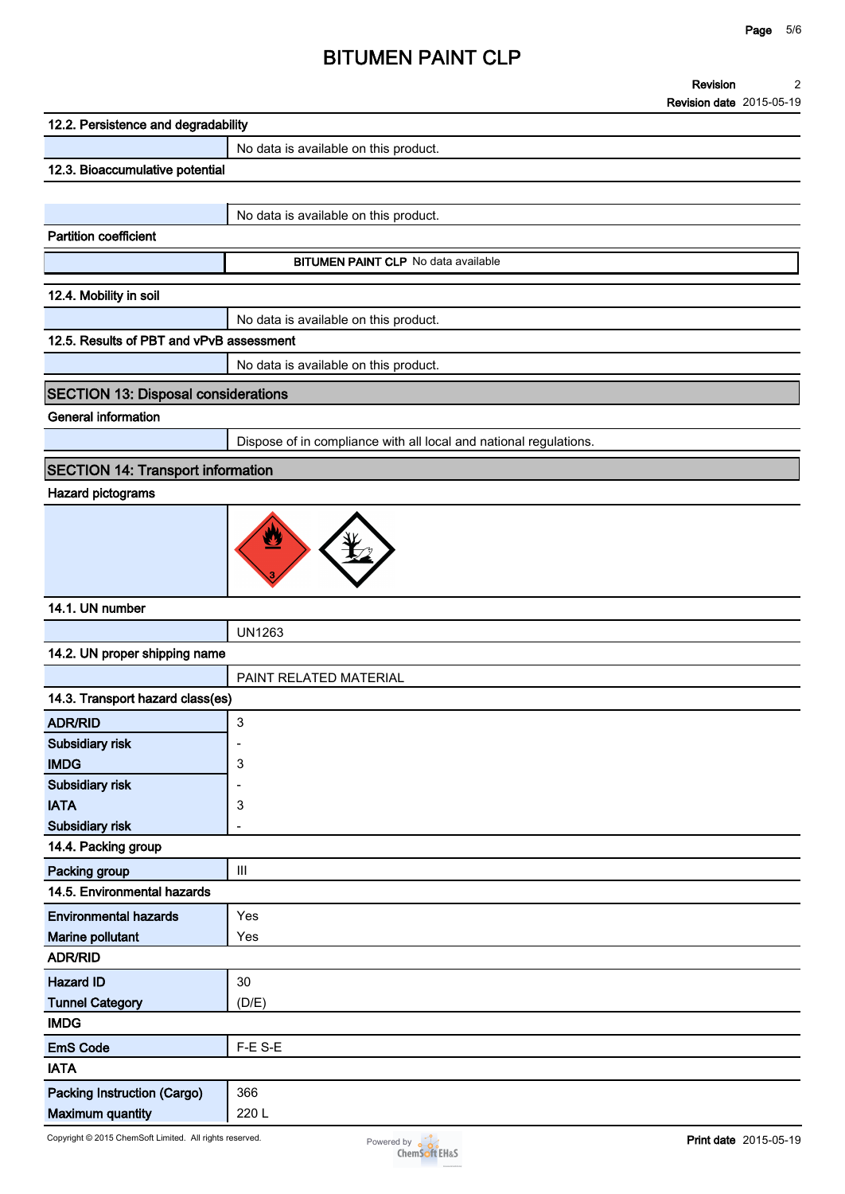### 12.2. Persistence and degradability

No data is available on this product.

### 12.3. Bioaccumulative potential

No data is available on this product.

**Partition coefficient**

**BITUMEN PAINT CLP** No data available

### 12.4. Mobility in soil

No data is available on this product.

### 12.5. Results of PBT and vPvB assessment

No data is available on this product.

## SECTION 13: Disposal considerations

**General information**

Dispose of in compliance with all local and national regulations.

## SECTION 14: Transport information

**Hazard pictograms**

### 14.1. UN number

UN1263

### 14.2. UN proper shipping name

PAINT RELATED MATERIAL

### 14.3. Transport hazard class(es)

| | |
|---|---|
| **ADR/RID** | 3 |
| **Subsidiary risk** | - |
| **IMDG** | 3 |
| **Subsidiary risk** | - |
| **IATA** | 3 |
| **Subsidiary risk** | - |

### 14.4. Packing group

| | |
|---|---|
| **Packing group** | III |

### 14.5. Environmental hazards

| | |
|---|---|
| **Environmental hazards** | Yes |
| **Marine pollutant** | Yes |

**ADR/RID**

| | |
|---|---|
| **Hazard ID** | 30 |
| **Tunnel Category** | (D/E) |

**IMDG**

| | |
|---|---|
| **EmS Code** | F-E S-E |

**IATA**

| | |
|---|---|
| **Packing Instruction (Cargo)** | 366 |
| **Maximum quantity** | 220 L |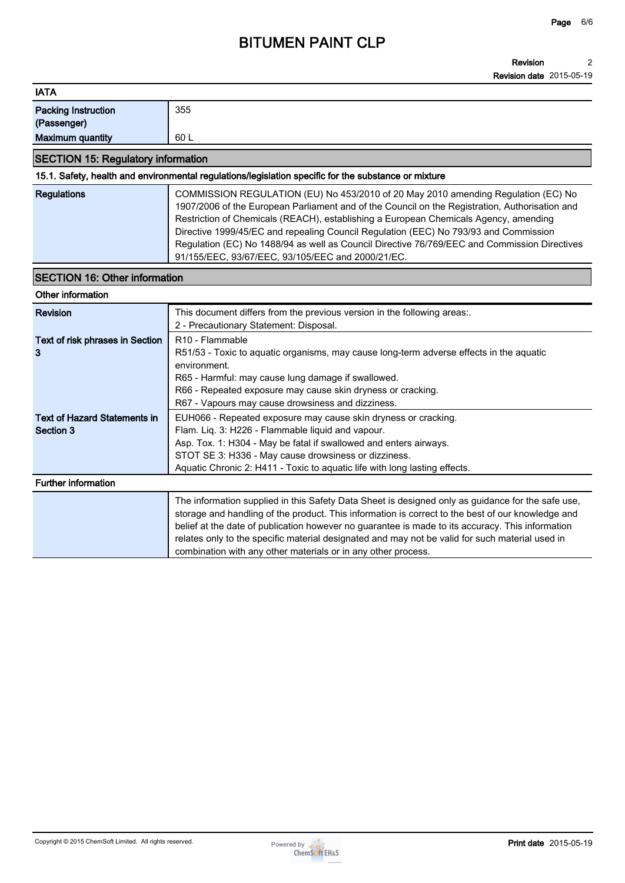### IATA

| | |
|---|---|
| **Packing Instruction (Passenger)** | 355 |
| **Maximum quantity** | 60 L |

## SECTION 15: Regulatory information

### 15.1. Safety, health and environmental regulations/legislation specific for the substance or mixture

| | |
|---|---|
| **Regulations** | COMMISSION REGULATION (EU) No 453/2010 of 20 May 2010 amending Regulation (EC) No 1907/2006 of the European Parliament and of the Council on the Registration, Authorisation and Restriction of Chemicals (REACH), establishing a European Chemicals Agency, amending Directive 1999/45/EC and repealing Council Regulation (EEC) No 793/93 and Commission Regulation (EC) No 1488/94 as well as Council Directive 76/769/EEC and Commission Directives 91/155/EEC, 93/67/EEC, 93/105/EEC and 2000/21/EC. |

## SECTION 16: Other information

### Other information

| | |
|---|---|
| **Revision** | This document differs from the previous version in the following areas:.<br>2 - Precautionary Statement: Disposal. |
| **Text of risk phrases in Section 3** | R10 - Flammable<br>R51/53 - Toxic to aquatic organisms, may cause long-term adverse effects in the aquatic environment.<br>R65 - Harmful: may cause lung damage if swallowed.<br>R66 - Repeated exposure may cause skin dryness or cracking.<br>R67 - Vapours may cause drowsiness and dizziness. |
| **Text of Hazard Statements in Section 3** | EUH066 - Repeated exposure may cause skin dryness or cracking.<br>Flam. Liq. 3: H226 - Flammable liquid and vapour.<br>Asp. Tox. 1: H304 - May be fatal if swallowed and enters airways.<br>STOT SE 3: H336 - May cause drowsiness or dizziness.<br>Aquatic Chronic 2: H411 - Toxic to aquatic life with long lasting effects. |

### Further information

The information supplied in this Safety Data Sheet is designed only as guidance for the safe use, storage and handling of the product. This information is correct to the best of our knowledge and belief at the date of publication however no guarantee is made to its accuracy. This information relates only to the specific material designated and may not be valid for such material used in combination with any other materials or in any other process.